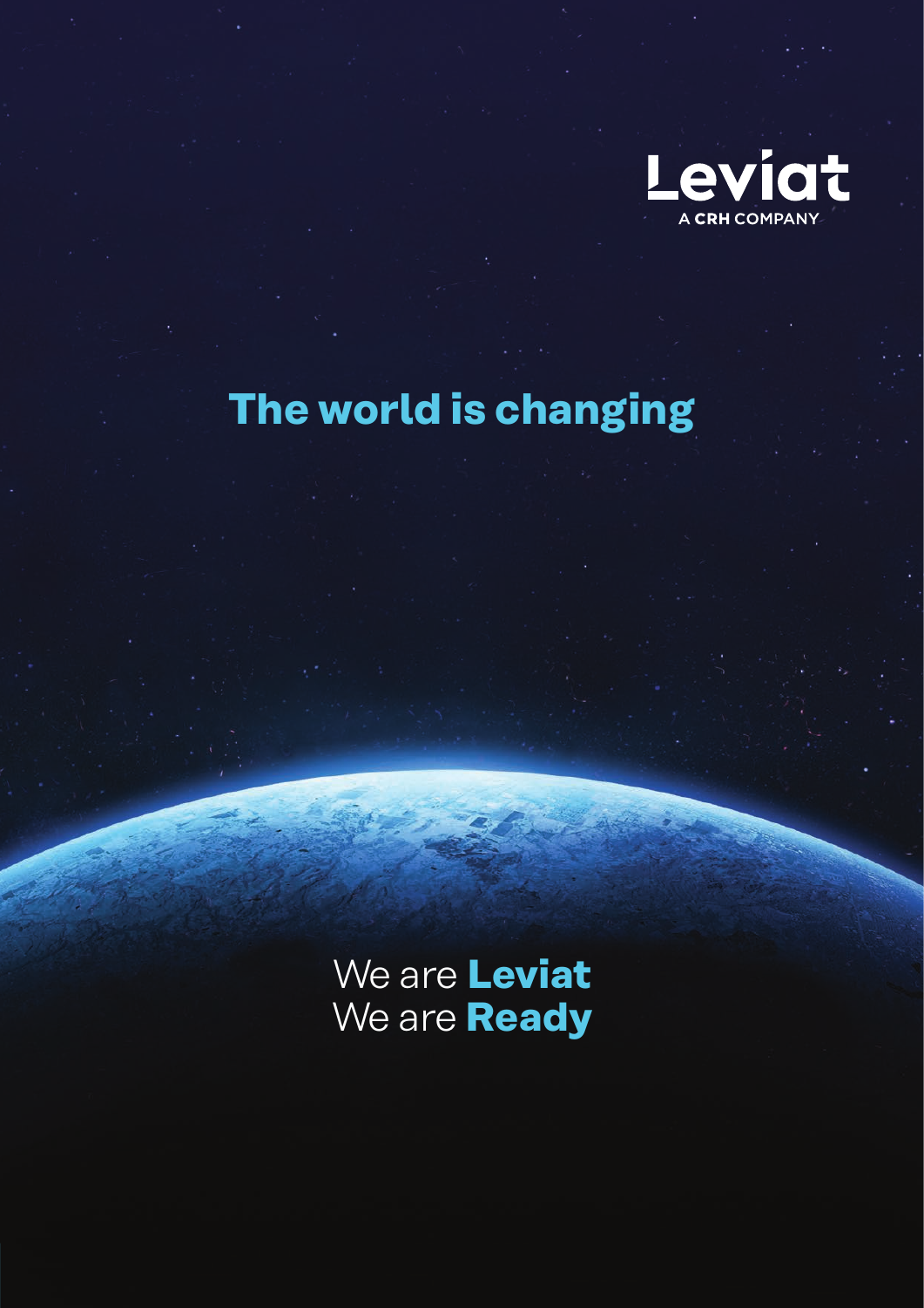Leviat

A CRH COMPANY

# The world is changing

We are **Leviat**
We are **Ready**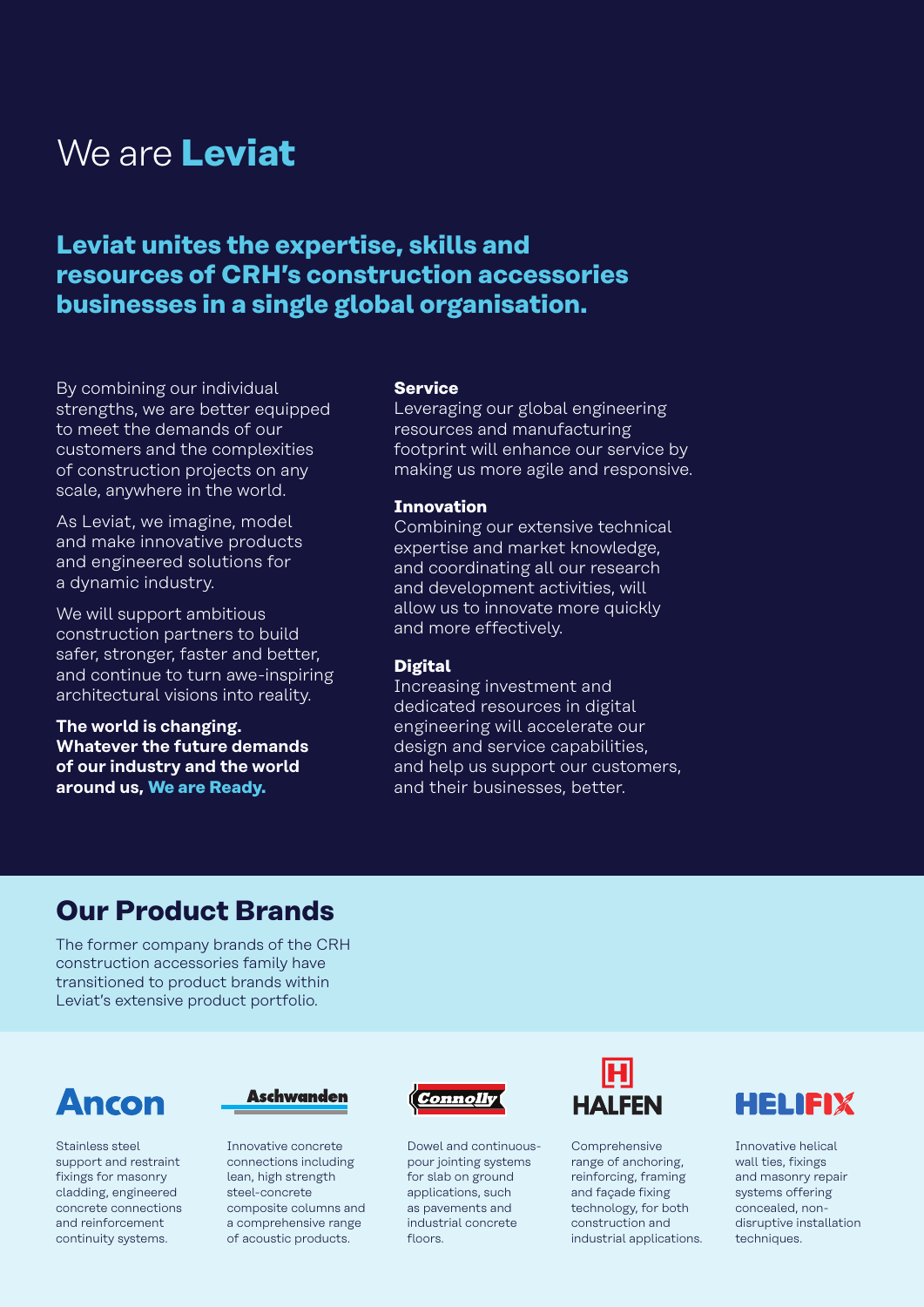# We are **Leviat**

## Leviat unites the expertise, skills and resources of CRH's construction accessories businesses in a single global organisation.

By combining our individual strengths, we are better equipped to meet the demands of our customers and the complexities of construction projects on any scale, anywhere in the world.

As Leviat, we imagine, model and make innovative products and engineered solutions for a dynamic industry.

We will support ambitious construction partners to build safer, stronger, faster and better, and continue to turn awe-inspiring architectural visions into reality.

**The world is changing. Whatever the future demands of our industry and the world around us, We are Ready.**

**Service**
Leveraging our global engineering resources and manufacturing footprint will enhance our service by making us more agile and responsive.

**Innovation**
Combining our extensive technical expertise and market knowledge, and coordinating all our research and development activities, will allow us to innovate more quickly and more effectively.

**Digital**
Increasing investment and dedicated resources in digital engineering will accelerate our design and service capabilities, and help us support our customers, and their businesses, better.

## Our Product Brands

The former company brands of the CRH construction accessories family have transitioned to product brands within Leviat's extensive product portfolio.

**Ancon**
Stainless steel support and restraint fixings for masonry cladding, engineered concrete connections and reinforcement continuity systems.

**Aschwanden**
Innovative concrete connections including lean, high strength steel-concrete composite columns and a comprehensive range of acoustic products.

**Connolly**
Dowel and continuous-pour jointing systems for slab on ground applications, such as pavements and industrial concrete floors.

**HALFEN**
Comprehensive range of anchoring, reinforcing, framing and façade fixing technology, for both construction and industrial applications.

**HELIFIX**
Innovative helical wall ties, fixings and masonry repair systems offering concealed, non-disruptive installation techniques.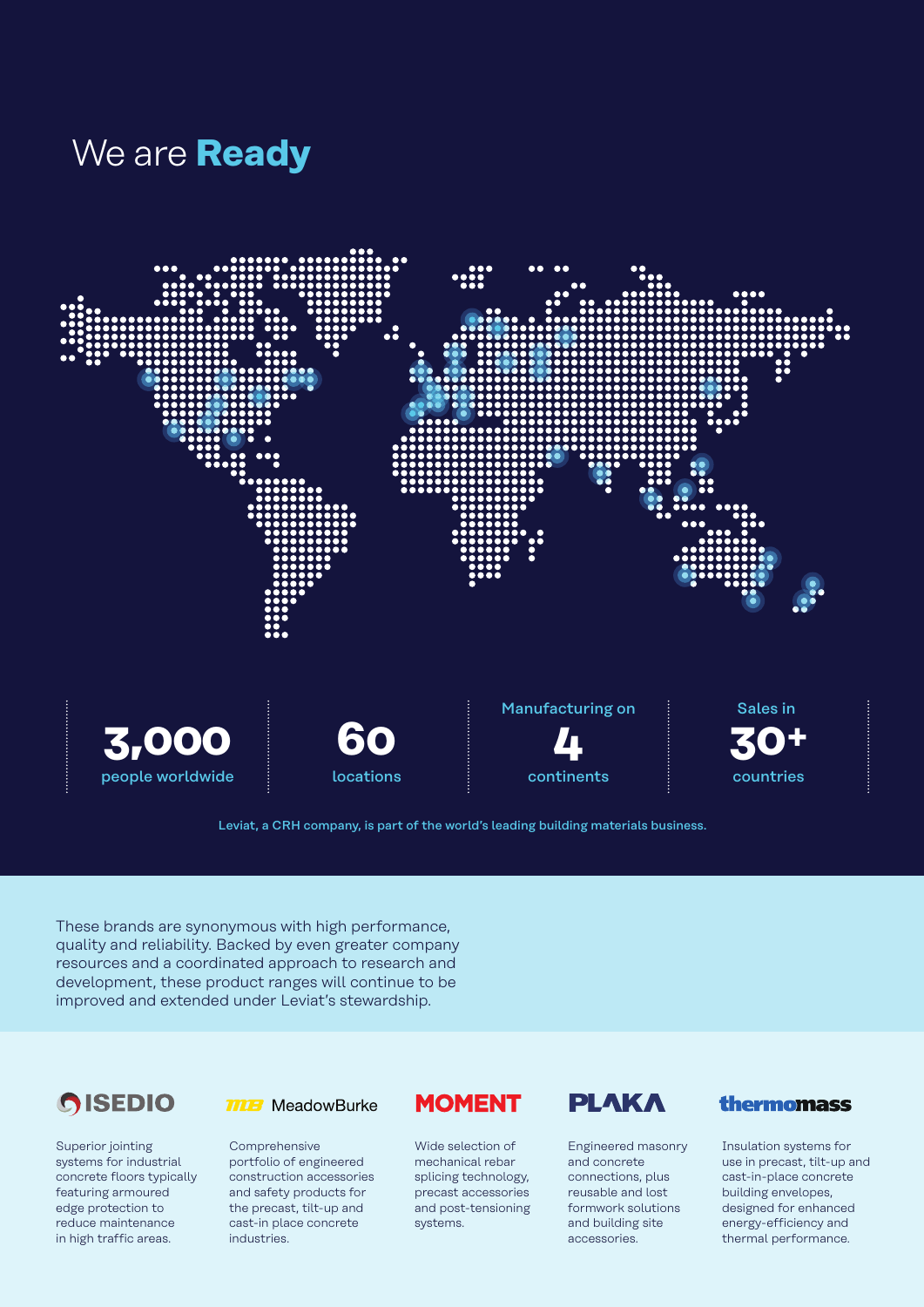# We are **Ready**

| **3,000** people worldwide | **60** locations | Manufacturing on **4** continents | Sales in **30+** countries |
|---|---|---|---|

Leviat, a CRH company, is part of the world's leading building materials business.

These brands are synonymous with high performance, quality and reliability. Backed by even greater company resources and a coordinated approach to research and development, these product ranges will continue to be improved and extended under Leviat's stewardship.

**ISEDIO**

Superior jointing systems for industrial concrete floors typically featuring armoured edge protection to reduce maintenance in high traffic areas.

**MeadowBurke**

Comprehensive portfolio of engineered construction accessories and safety products for the precast, tilt-up and cast-in place concrete industries.

**MOMENT**

Wide selection of mechanical rebar splicing technology, precast accessories and post-tensioning systems.

**PLAKA**

Engineered masonry and concrete connections, plus reusable and lost formwork solutions and building site accessories.

**thermomass**

Insulation systems for use in precast, tilt-up and cast-in-place concrete building envelopes, designed for enhanced energy-efficiency and thermal performance.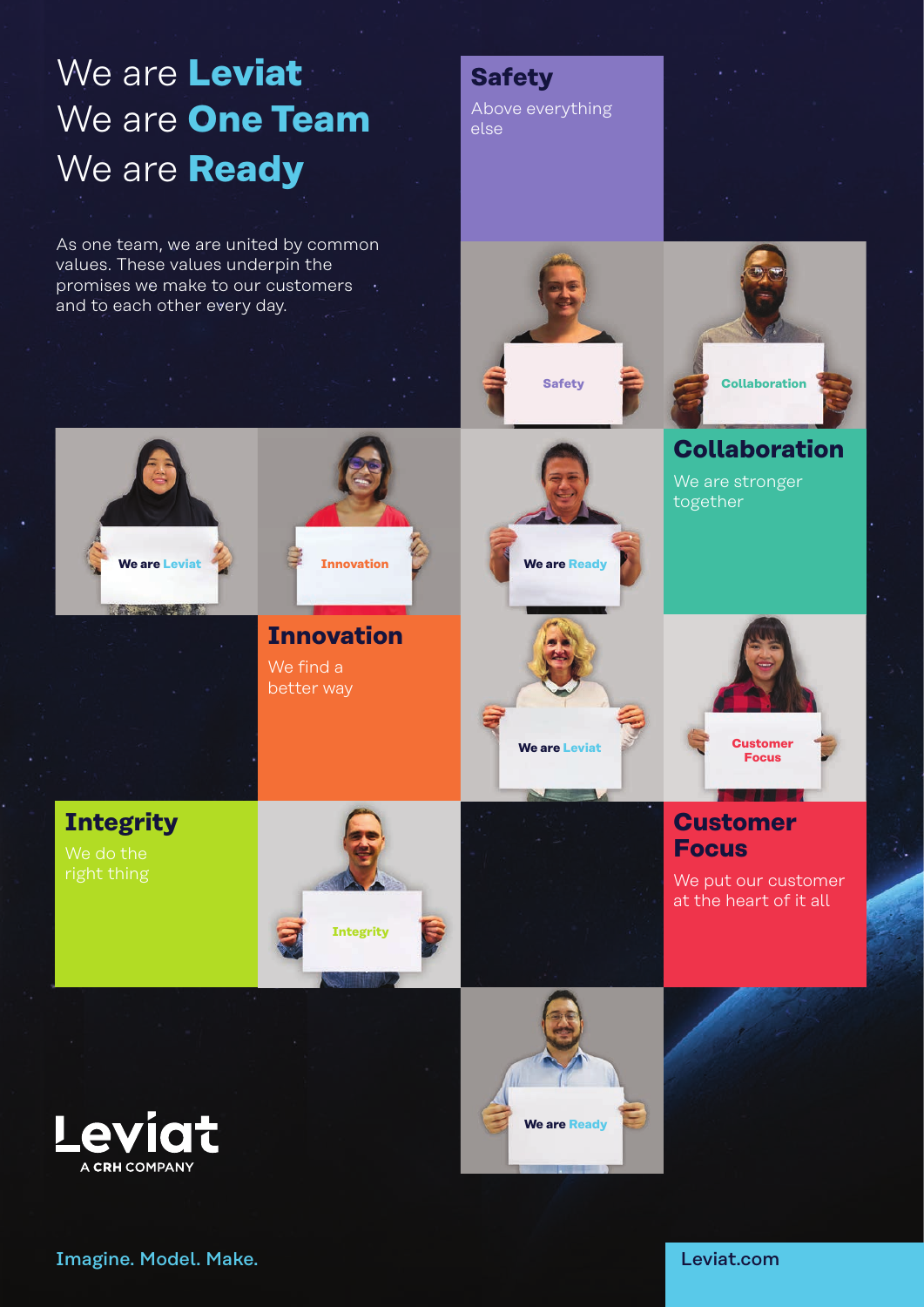# We are **Leviat**
# We are **One Team**
# We are **Ready**

As one team, we are united by common values. These values underpin the promises we make to our customers and to each other every day.

## Safety

Above everything else

## Collaboration

We are stronger together

## Innovation

We find a better way

## Integrity

We do the right thing

## Customer Focus

We put our customer at the heart of it all

Leviat
A CRH COMPANY

Imagine. Model. Make.

Leviat.com